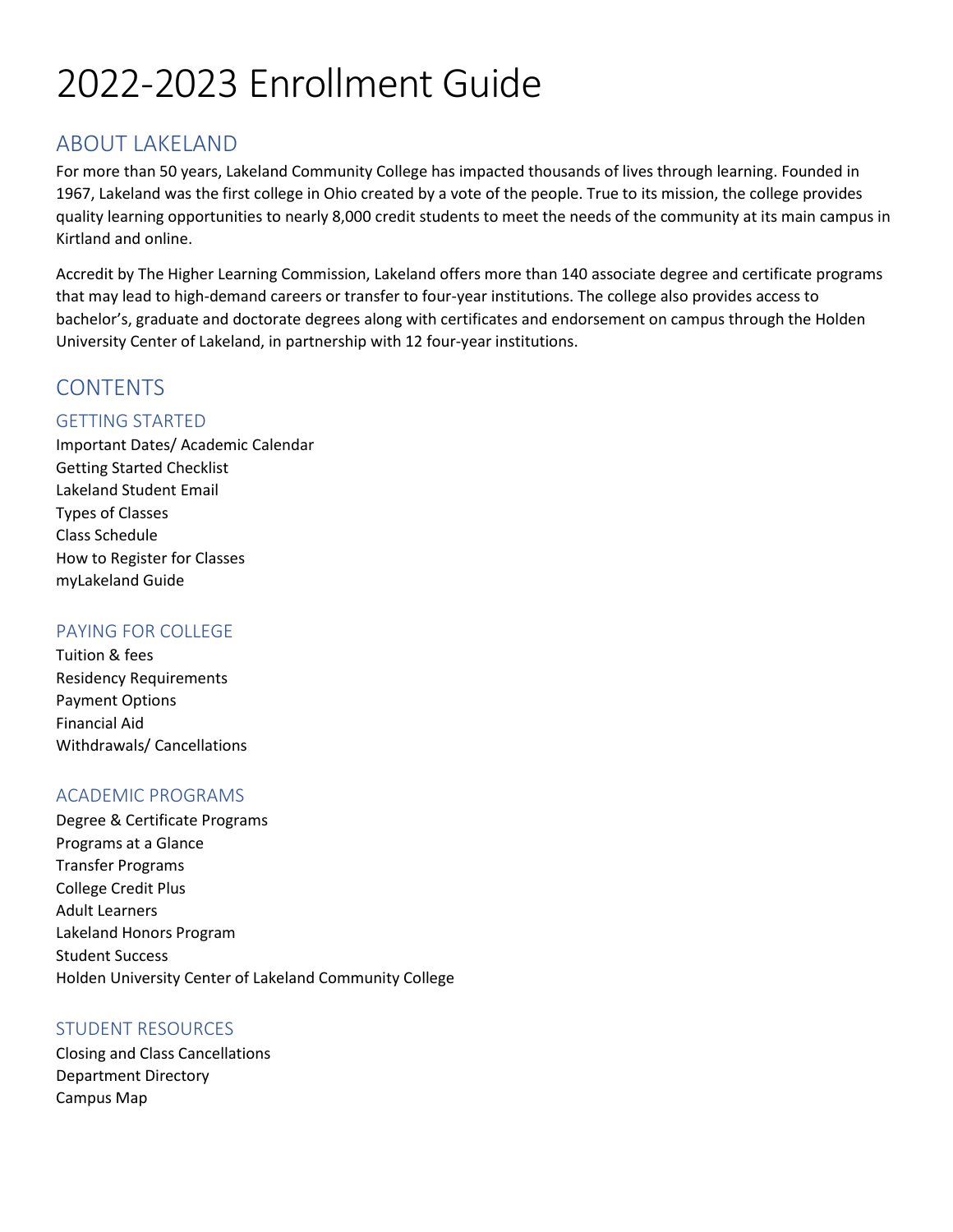# 2022-2023 Enrollment Guide

## ABOUT LAKELAND

For more than 50 years, Lakeland Community College has impacted thousands of lives through learning. Founded in 1967, Lakeland was the first college in Ohio created by a vote of the people. True to its mission, the college provides quality learning opportunities to nearly 8,000 credit students to meet the needs of the community at its main campus in Kirtland and online.

Accredit by The Higher Learning Commission, Lakeland offers more than 140 associate degree and certificate programs that may lead to high-demand careers or transfer to four-year institutions. The college also provides access to bachelor's, graduate and doctorate degrees along with certificates and endorsement on campus through the Holden University Center of Lakeland, in partnership with 12 four-year institutions.

## CONTENTS

### GETTING STARTED

Important Dates/ Academic Calendar
Getting Started Checklist
Lakeland Student Email
Types of Classes
Class Schedule
How to Register for Classes
myLakeland Guide

### PAYING FOR COLLEGE

Tuition & fees
Residency Requirements
Payment Options
Financial Aid
Withdrawals/ Cancellations

### ACADEMIC PROGRAMS

Degree & Certificate Programs
Programs at a Glance
Transfer Programs
College Credit Plus
Adult Learners
Lakeland Honors Program
Student Success
Holden University Center of Lakeland Community College

### STUDENT RESOURCES

Closing and Class Cancellations
Department Directory
Campus Map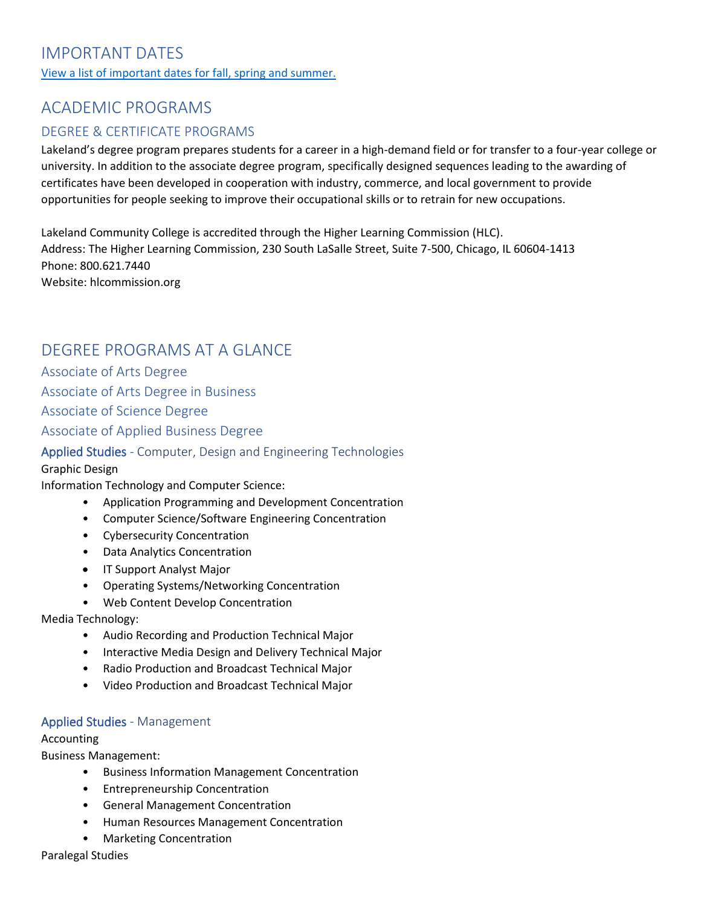## IMPORTANT DATES

[View a list of important dates for fall, spring and summer.]

## ACADEMIC PROGRAMS

### DEGREE & CERTIFICATE PROGRAMS

Lakeland's degree program prepares students for a career in a high-demand field or for transfer to a four-year college or university. In addition to the associate degree program, specifically designed sequences leading to the awarding of certificates have been developed in cooperation with industry, commerce, and local government to provide opportunities for people seeking to improve their occupational skills or to retrain for new occupations.

Lakeland Community College is accredited through the Higher Learning Commission (HLC).
Address: The Higher Learning Commission, 230 South LaSalle Street, Suite 7-500, Chicago, IL 60604-1413
Phone: 800.621.7440
Website: hlcommission.org

## DEGREE PROGRAMS AT A GLANCE

### Associate of Arts Degree

### Associate of Arts Degree in Business

### Associate of Science Degree

### Associate of Applied Business Degree

#### Applied Studies - Computer, Design and Engineering Technologies

Graphic Design

Information Technology and Computer Science:

- Application Programming and Development Concentration
- Computer Science/Software Engineering Concentration
- Cybersecurity Concentration
- Data Analytics Concentration
- IT Support Analyst Major
- Operating Systems/Networking Concentration
- Web Content Develop Concentration

Media Technology:

- Audio Recording and Production Technical Major
- Interactive Media Design and Delivery Technical Major
- Radio Production and Broadcast Technical Major
- Video Production and Broadcast Technical Major

#### Applied Studies - Management

Accounting

Business Management:

- Business Information Management Concentration
- Entrepreneurship Concentration
- General Management Concentration
- Human Resources Management Concentration
- Marketing Concentration

Paralegal Studies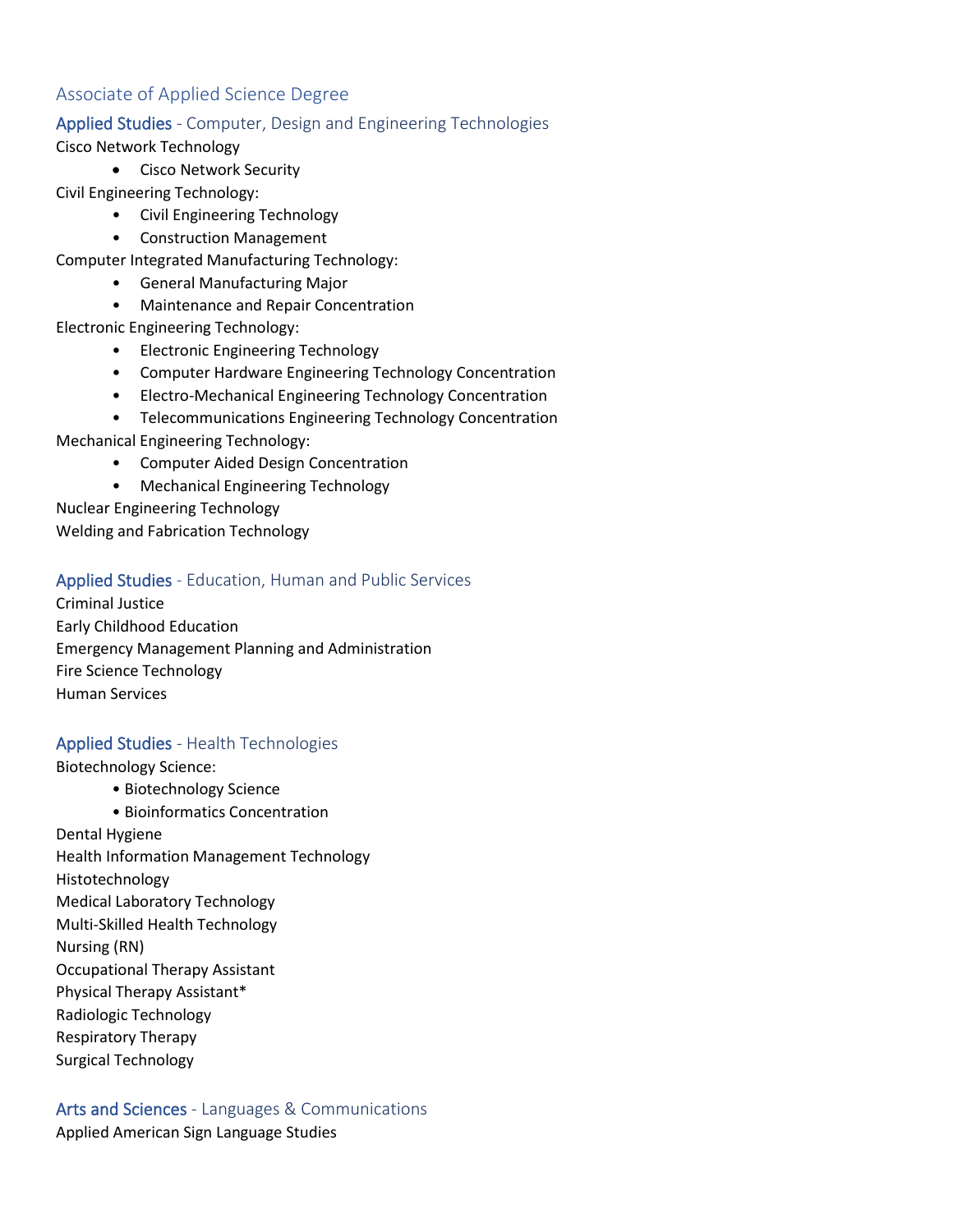## Associate of Applied Science Degree

### Applied Studies - Computer, Design and Engineering Technologies

Cisco Network Technology

- Cisco Network Security

Civil Engineering Technology:

- Civil Engineering Technology
- Construction Management

Computer Integrated Manufacturing Technology:

- General Manufacturing Major
- Maintenance and Repair Concentration

Electronic Engineering Technology:

- Electronic Engineering Technology
- Computer Hardware Engineering Technology Concentration
- Electro-Mechanical Engineering Technology Concentration
- Telecommunications Engineering Technology Concentration

Mechanical Engineering Technology:

- Computer Aided Design Concentration
- Mechanical Engineering Technology

Nuclear Engineering Technology

Welding and Fabrication Technology

### Applied Studies - Education, Human and Public Services

Criminal Justice

Early Childhood Education

Emergency Management Planning and Administration

Fire Science Technology

Human Services

### Applied Studies - Health Technologies

Biotechnology Science:

- Biotechnology Science
- Bioinformatics Concentration

Dental Hygiene

Health Information Management Technology

Histotechnology

Medical Laboratory Technology

Multi-Skilled Health Technology

Nursing (RN)

Occupational Therapy Assistant

Physical Therapy Assistant*

Radiologic Technology

Respiratory Therapy

Surgical Technology

### Arts and Sciences - Languages & Communications

Applied American Sign Language Studies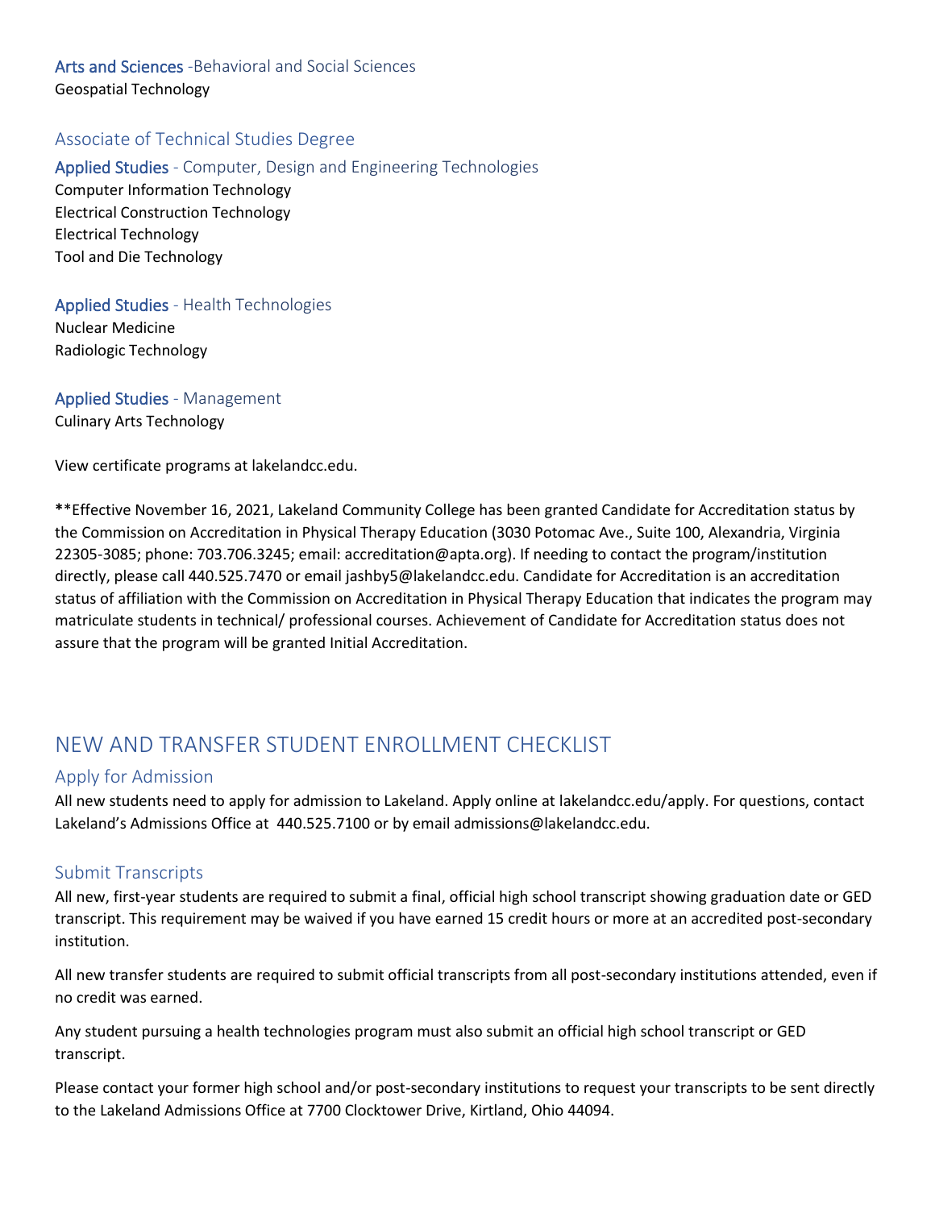### Arts and Sciences -Behavioral and Social Sciences

Geospatial Technology

## Associate of Technical Studies Degree

### Applied Studies - Computer, Design and Engineering Technologies

Computer Information Technology
Electrical Construction Technology
Electrical Technology
Tool and Die Technology

### Applied Studies - Health Technologies

Nuclear Medicine
Radiologic Technology

### Applied Studies - Management

Culinary Arts Technology

View certificate programs at lakelandcc.edu.

**Effective November 16, 2021, Lakeland Community College has been granted Candidate for Accreditation status by the Commission on Accreditation in Physical Therapy Education (3030 Potomac Ave., Suite 100, Alexandria, Virginia 22305-3085; phone: 703.706.3245; email: accreditation@apta.org). If needing to contact the program/institution directly, please call 440.525.7470 or email jashby5@lakelandcc.edu. Candidate for Accreditation is an accreditation status of affiliation with the Commission on Accreditation in Physical Therapy Education that indicates the program may matriculate students in technical/ professional courses. Achievement of Candidate for Accreditation status does not assure that the program will be granted Initial Accreditation.

# NEW AND TRANSFER STUDENT ENROLLMENT CHECKLIST

## Apply for Admission

All new students need to apply for admission to Lakeland. Apply online at lakelandcc.edu/apply. For questions, contact Lakeland's Admissions Office at 440.525.7100 or by email admissions@lakelandcc.edu.

## Submit Transcripts

All new, first-year students are required to submit a final, official high school transcript showing graduation date or GED transcript. This requirement may be waived if you have earned 15 credit hours or more at an accredited post-secondary institution.

All new transfer students are required to submit official transcripts from all post-secondary institutions attended, even if no credit was earned.

Any student pursuing a health technologies program must also submit an official high school transcript or GED transcript.

Please contact your former high school and/or post-secondary institutions to request your transcripts to be sent directly to the Lakeland Admissions Office at 7700 Clocktower Drive, Kirtland, Ohio 44094.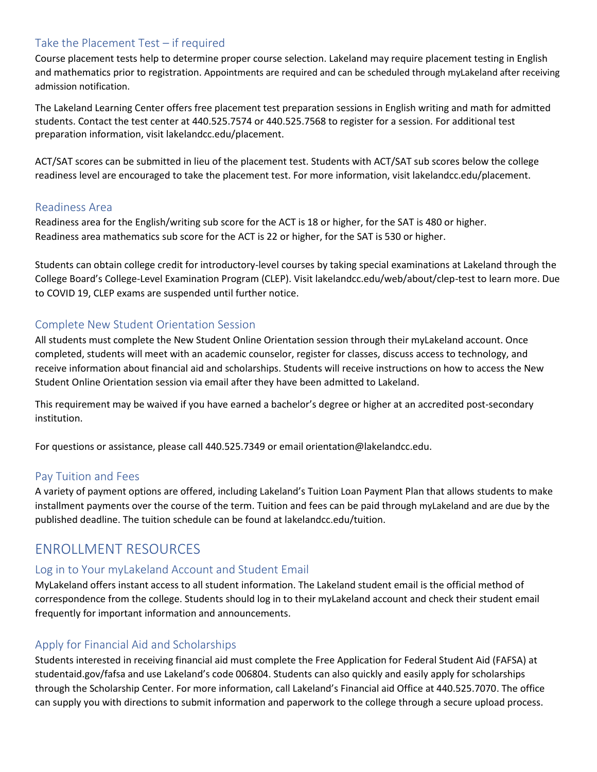### Take the Placement Test – if required

Course placement tests help to determine proper course selection. Lakeland may require placement testing in English and mathematics prior to registration. Appointments are required and can be scheduled through myLakeland after receiving admission notification.

The Lakeland Learning Center offers free placement test preparation sessions in English writing and math for admitted students. Contact the test center at 440.525.7574 or 440.525.7568 to register for a session. For additional test preparation information, visit lakelandcc.edu/placement.

ACT/SAT scores can be submitted in lieu of the placement test. Students with ACT/SAT sub scores below the college readiness level are encouraged to take the placement test. For more information, visit lakelandcc.edu/placement.

### Readiness Area

Readiness area for the English/writing sub score for the ACT is 18 or higher, for the SAT is 480 or higher.
Readiness area mathematics sub score for the ACT is 22 or higher, for the SAT is 530 or higher.

Students can obtain college credit for introductory-level courses by taking special examinations at Lakeland through the College Board's College-Level Examination Program (CLEP). Visit lakelandcc.edu/web/about/clep-test to learn more. Due to COVID 19, CLEP exams are suspended until further notice.

### Complete New Student Orientation Session

All students must complete the New Student Online Orientation session through their myLakeland account. Once completed, students will meet with an academic counselor, register for classes, discuss access to technology, and receive information about financial aid and scholarships. Students will receive instructions on how to access the New Student Online Orientation session via email after they have been admitted to Lakeland.

This requirement may be waived if you have earned a bachelor's degree or higher at an accredited post-secondary institution.

For questions or assistance, please call 440.525.7349 or email orientation@lakelandcc.edu.

### Pay Tuition and Fees

A variety of payment options are offered, including Lakeland's Tuition Loan Payment Plan that allows students to make installment payments over the course of the term. Tuition and fees can be paid through myLakeland and are due by the published deadline. The tuition schedule can be found at lakelandcc.edu/tuition.

## ENROLLMENT RESOURCES

### Log in to Your myLakeland Account and Student Email

MyLakeland offers instant access to all student information. The Lakeland student email is the official method of correspondence from the college. Students should log in to their myLakeland account and check their student email frequently for important information and announcements.

### Apply for Financial Aid and Scholarships

Students interested in receiving financial aid must complete the Free Application for Federal Student Aid (FAFSA) at studentaid.gov/fafsa and use Lakeland's code 006804. Students can also quickly and easily apply for scholarships through the Scholarship Center. For more information, call Lakeland's Financial aid Office at 440.525.7070. The office can supply you with directions to submit information and paperwork to the college through a secure upload process.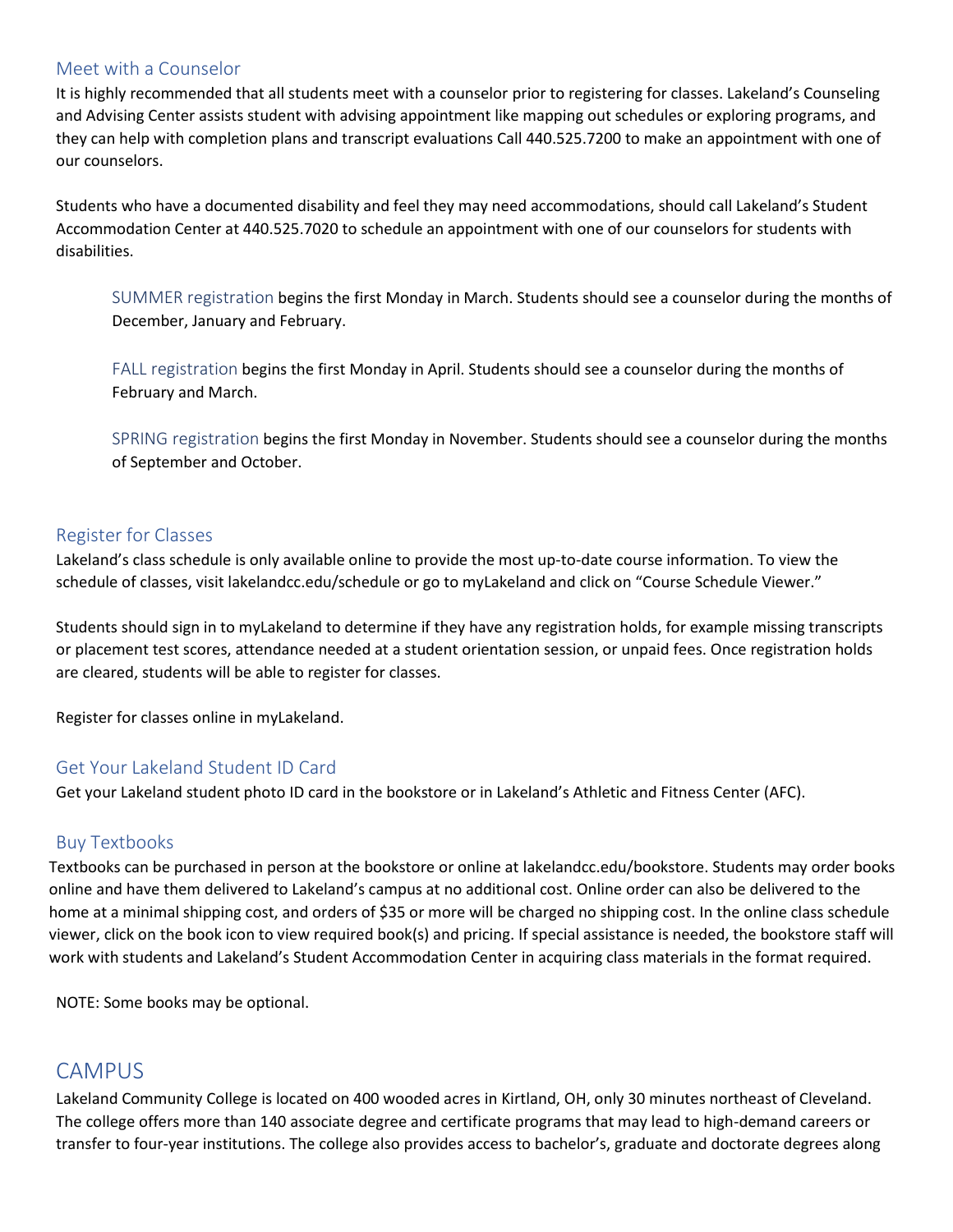## Meet with a Counselor

It is highly recommended that all students meet with a counselor prior to registering for classes. Lakeland's Counseling and Advising Center assists student with advising appointment like mapping out schedules or exploring programs, and they can help with completion plans and transcript evaluations Call 440.525.7200 to make an appointment with one of our counselors.

Students who have a documented disability and feel they may need accommodations, should call Lakeland's Student Accommodation Center at 440.525.7020 to schedule an appointment with one of our counselors for students with disabilities.

SUMMER registration begins the first Monday in March. Students should see a counselor during the months of December, January and February.

FALL registration begins the first Monday in April. Students should see a counselor during the months of February and March.

SPRING registration begins the first Monday in November. Students should see a counselor during the months of September and October.

## Register for Classes

Lakeland's class schedule is only available online to provide the most up-to-date course information. To view the schedule of classes, visit lakelandcc.edu/schedule or go to myLakeland and click on "Course Schedule Viewer."

Students should sign in to myLakeland to determine if they have any registration holds, for example missing transcripts or placement test scores, attendance needed at a student orientation session, or unpaid fees. Once registration holds are cleared, students will be able to register for classes.

Register for classes online in myLakeland.

## Get Your Lakeland Student ID Card

Get your Lakeland student photo ID card in the bookstore or in Lakeland's Athletic and Fitness Center (AFC).

## Buy Textbooks

Textbooks can be purchased in person at the bookstore or online at lakelandcc.edu/bookstore. Students may order books online and have them delivered to Lakeland's campus at no additional cost. Online order can also be delivered to the home at a minimal shipping cost, and orders of $35 or more will be charged no shipping cost. In the online class schedule viewer, click on the book icon to view required book(s) and pricing. If special assistance is needed, the bookstore staff will work with students and Lakeland's Student Accommodation Center in acquiring class materials in the format required.

NOTE: Some books may be optional.

# CAMPUS

Lakeland Community College is located on 400 wooded acres in Kirtland, OH, only 30 minutes northeast of Cleveland. The college offers more than 140 associate degree and certificate programs that may lead to high-demand careers or transfer to four-year institutions. The college also provides access to bachelor's, graduate and doctorate degrees along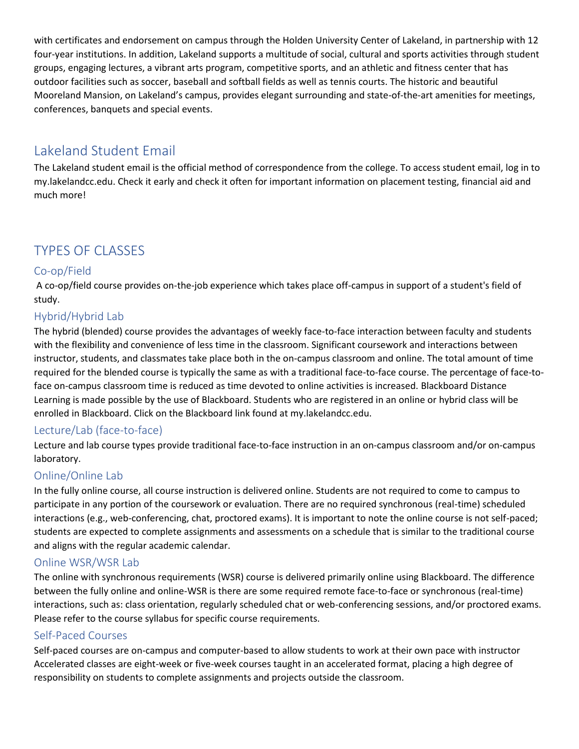with certificates and endorsement on campus through the Holden University Center of Lakeland, in partnership with 12 four-year institutions. In addition, Lakeland supports a multitude of social, cultural and sports activities through student groups, engaging lectures, a vibrant arts program, competitive sports, and an athletic and fitness center that has outdoor facilities such as soccer, baseball and softball fields as well as tennis courts. The historic and beautiful Mooreland Mansion, on Lakeland's campus, provides elegant surrounding and state-of-the-art amenities for meetings, conferences, banquets and special events.

## Lakeland Student Email

The Lakeland student email is the official method of correspondence from the college. To access student email, log in to my.lakelandcc.edu. Check it early and check it often for important information on placement testing, financial aid and much more!

## TYPES OF CLASSES

### Co-op/Field

A co-op/field course provides on-the-job experience which takes place off-campus in support of a student's field of study.

### Hybrid/Hybrid Lab

The hybrid (blended) course provides the advantages of weekly face-to-face interaction between faculty and students with the flexibility and convenience of less time in the classroom. Significant coursework and interactions between instructor, students, and classmates take place both in the on-campus classroom and online. The total amount of time required for the blended course is typically the same as with a traditional face-to-face course. The percentage of face-to-face on-campus classroom time is reduced as time devoted to online activities is increased. Blackboard Distance Learning is made possible by the use of Blackboard. Students who are registered in an online or hybrid class will be enrolled in Blackboard. Click on the Blackboard link found at my.lakelandcc.edu.

### Lecture/Lab (face-to-face)

Lecture and lab course types provide traditional face-to-face instruction in an on-campus classroom and/or on-campus laboratory.

### Online/Online Lab

In the fully online course, all course instruction is delivered online. Students are not required to come to campus to participate in any portion of the coursework or evaluation. There are no required synchronous (real-time) scheduled interactions (e.g., web-conferencing, chat, proctored exams). It is important to note the online course is not self-paced; students are expected to complete assignments and assessments on a schedule that is similar to the traditional course and aligns with the regular academic calendar.

### Online WSR/WSR Lab

The online with synchronous requirements (WSR) course is delivered primarily online using Blackboard. The difference between the fully online and online-WSR is there are some required remote face-to-face or synchronous (real-time) interactions, such as: class orientation, regularly scheduled chat or web-conferencing sessions, and/or proctored exams. Please refer to the course syllabus for specific course requirements.

### Self-Paced Courses

Self-paced courses are on-campus and computer-based to allow students to work at their own pace with instructor Accelerated classes are eight-week or five-week courses taught in an accelerated format, placing a high degree of responsibility on students to complete assignments and projects outside the classroom.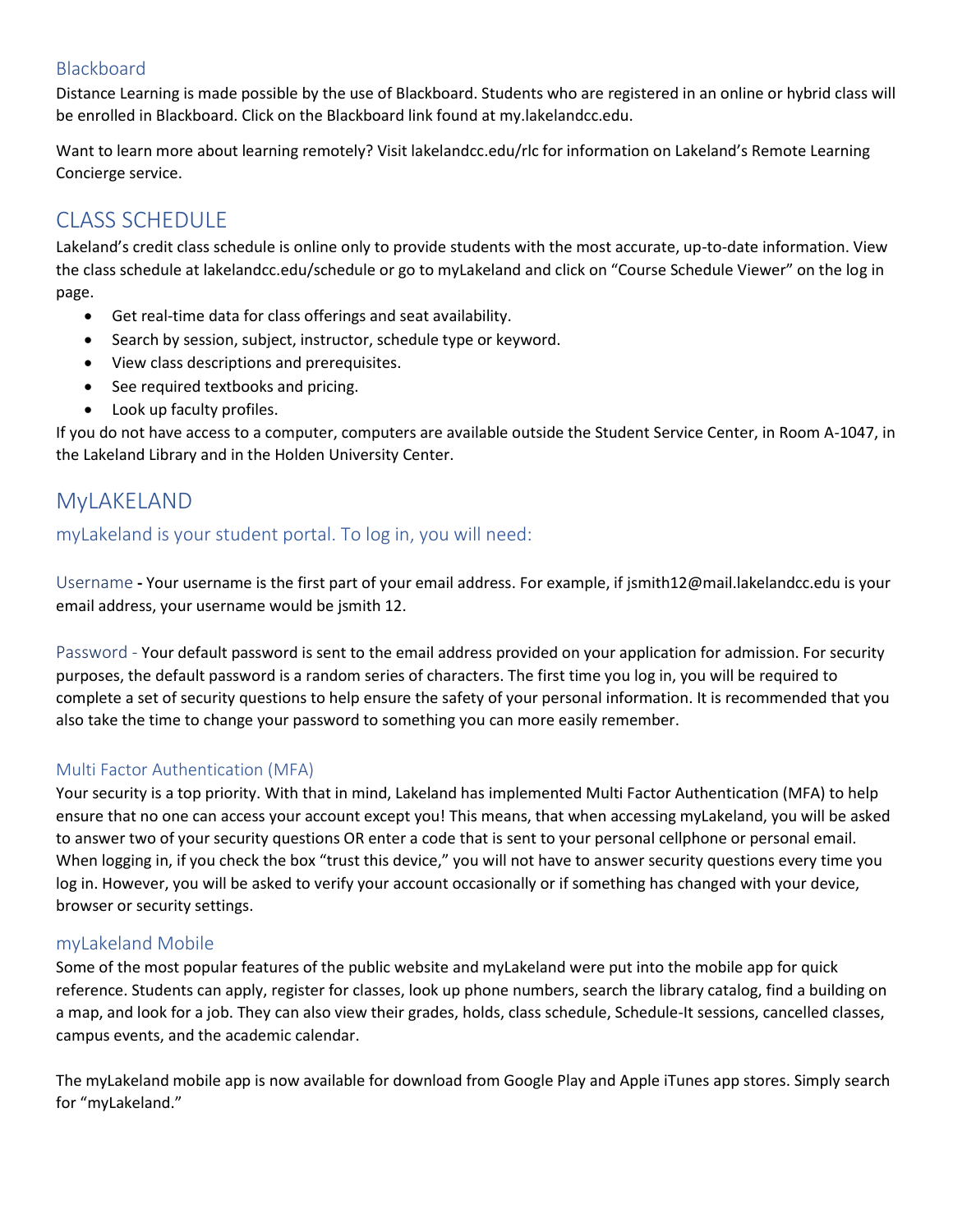### Blackboard

Distance Learning is made possible by the use of Blackboard. Students who are registered in an online or hybrid class will be enrolled in Blackboard. Click on the Blackboard link found at my.lakelandcc.edu.

Want to learn more about learning remotely? Visit lakelandcc.edu/rlc for information on Lakeland's Remote Learning Concierge service.

## CLASS SCHEDULE

Lakeland's credit class schedule is online only to provide students with the most accurate, up-to-date information. View the class schedule at lakelandcc.edu/schedule or go to myLakeland and click on "Course Schedule Viewer" on the log in page.

- Get real-time data for class offerings and seat availability.
- Search by session, subject, instructor, schedule type or keyword.
- View class descriptions and prerequisites.
- See required textbooks and pricing.
- Look up faculty profiles.

If you do not have access to a computer, computers are available outside the Student Service Center, in Room A-1047, in the Lakeland Library and in the Holden University Center.

## MyLAKELAND

### myLakeland is your student portal. To log in, you will need:

Username **-** Your username is the first part of your email address. For example, if jsmith12@mail.lakelandcc.edu is your email address, your username would be jsmith 12.

Password - Your default password is sent to the email address provided on your application for admission. For security purposes, the default password is a random series of characters. The first time you log in, you will be required to complete a set of security questions to help ensure the safety of your personal information. It is recommended that you also take the time to change your password to something you can more easily remember.

### Multi Factor Authentication (MFA)

Your security is a top priority. With that in mind, Lakeland has implemented Multi Factor Authentication (MFA) to help ensure that no one can access your account except you! This means, that when accessing myLakeland, you will be asked to answer two of your security questions OR enter a code that is sent to your personal cellphone or personal email. When logging in, if you check the box "trust this device," you will not have to answer security questions every time you log in. However, you will be asked to verify your account occasionally or if something has changed with your device, browser or security settings.

### myLakeland Mobile

Some of the most popular features of the public website and myLakeland were put into the mobile app for quick reference. Students can apply, register for classes, look up phone numbers, search the library catalog, find a building on a map, and look for a job. They can also view their grades, holds, class schedule, Schedule-It sessions, cancelled classes, campus events, and the academic calendar.

The myLakeland mobile app is now available for download from Google Play and Apple iTunes app stores. Simply search for "myLakeland."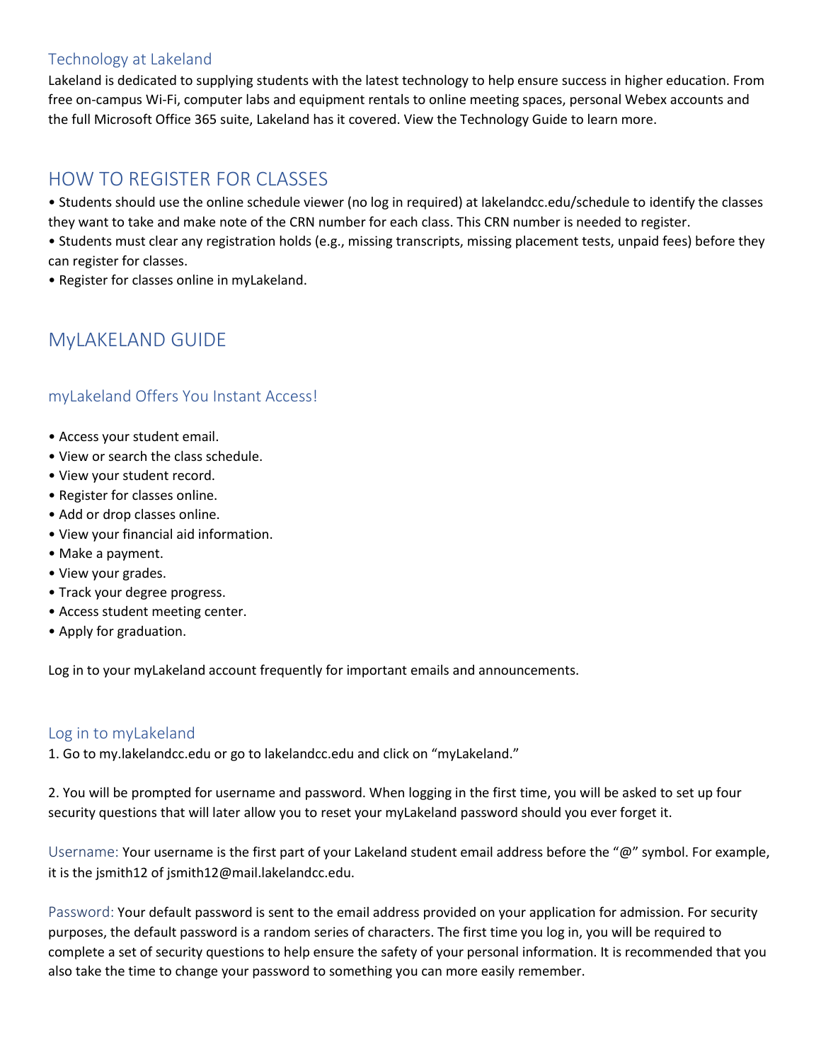### Technology at Lakeland

Lakeland is dedicated to supplying students with the latest technology to help ensure success in higher education. From free on-campus Wi-Fi, computer labs and equipment rentals to online meeting spaces, personal Webex accounts and the full Microsoft Office 365 suite, Lakeland has it covered. View the Technology Guide to learn more.

## HOW TO REGISTER FOR CLASSES

- Students should use the online schedule viewer (no log in required) at lakelandcc.edu/schedule to identify the classes they want to take and make note of the CRN number for each class. This CRN number is needed to register.
- Students must clear any registration holds (e.g., missing transcripts, missing placement tests, unpaid fees) before they can register for classes.
- Register for classes online in myLakeland.

## MyLAKELAND GUIDE

### myLakeland Offers You Instant Access!

- Access your student email.
- View or search the class schedule.
- View your student record.
- Register for classes online.
- Add or drop classes online.
- View your financial aid information.
- Make a payment.
- View your grades.
- Track your degree progress.
- Access student meeting center.
- Apply for graduation.

Log in to your myLakeland account frequently for important emails and announcements.

### Log in to myLakeland

1. Go to my.lakelandcc.edu or go to lakelandcc.edu and click on "myLakeland."

2. You will be prompted for username and password. When logging in the first time, you will be asked to set up four security questions that will later allow you to reset your myLakeland password should you ever forget it.

Username: Your username is the first part of your Lakeland student email address before the "@" symbol. For example, it is the jsmith12 of jsmith12@mail.lakelandcc.edu.

Password: Your default password is sent to the email address provided on your application for admission. For security purposes, the default password is a random series of characters. The first time you log in, you will be required to complete a set of security questions to help ensure the safety of your personal information. It is recommended that you also take the time to change your password to something you can more easily remember.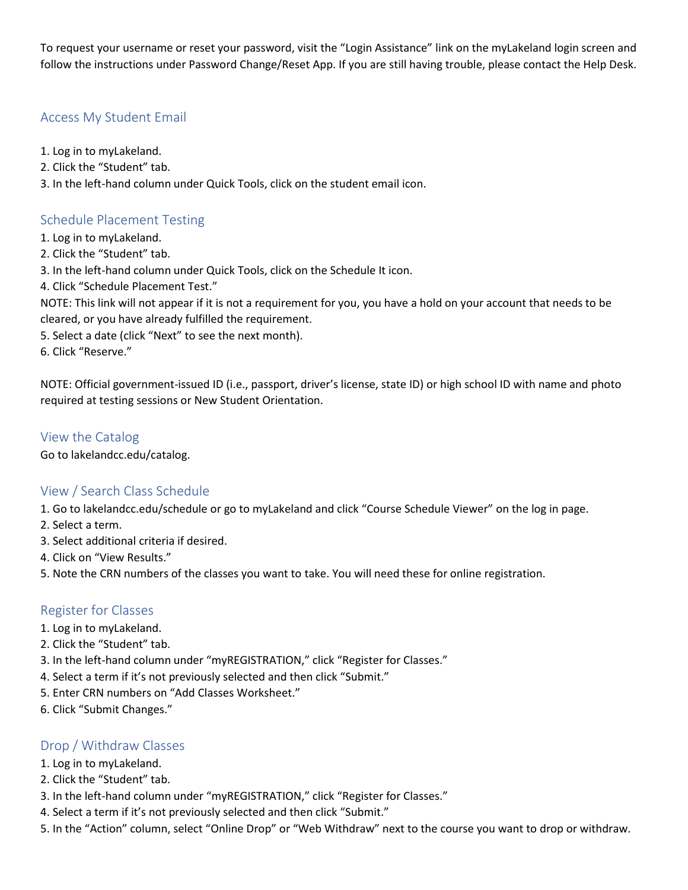To request your username or reset your password, visit the "Login Assistance" link on the myLakeland login screen and follow the instructions under Password Change/Reset App. If you are still having trouble, please contact the Help Desk.

## Access My Student Email

1. Log in to myLakeland.
2. Click the "Student" tab.
3. In the left-hand column under Quick Tools, click on the student email icon.

## Schedule Placement Testing

1. Log in to myLakeland.
2. Click the "Student" tab.
3. In the left-hand column under Quick Tools, click on the Schedule It icon.
4. Click "Schedule Placement Test."

NOTE: This link will not appear if it is not a requirement for you, you have a hold on your account that needs to be cleared, or you have already fulfilled the requirement.

5. Select a date (click "Next" to see the next month).
6. Click "Reserve."

NOTE: Official government-issued ID (i.e., passport, driver's license, state ID) or high school ID with name and photo required at testing sessions or New Student Orientation.

## View the Catalog

Go to lakelandcc.edu/catalog.

## View / Search Class Schedule

1. Go to lakelandcc.edu/schedule or go to myLakeland and click "Course Schedule Viewer" on the log in page.
2. Select a term.
3. Select additional criteria if desired.
4. Click on "View Results."
5. Note the CRN numbers of the classes you want to take. You will need these for online registration.

## Register for Classes

1. Log in to myLakeland.
2. Click the "Student" tab.
3. In the left-hand column under "myREGISTRATION," click "Register for Classes."
4. Select a term if it's not previously selected and then click "Submit."
5. Enter CRN numbers on "Add Classes Worksheet."
6. Click "Submit Changes."

## Drop / Withdraw Classes

1. Log in to myLakeland.
2. Click the "Student" tab.
3. In the left-hand column under "myREGISTRATION," click "Register for Classes."
4. Select a term if it's not previously selected and then click "Submit."
5. In the "Action" column, select "Online Drop" or "Web Withdraw" next to the course you want to drop or withdraw.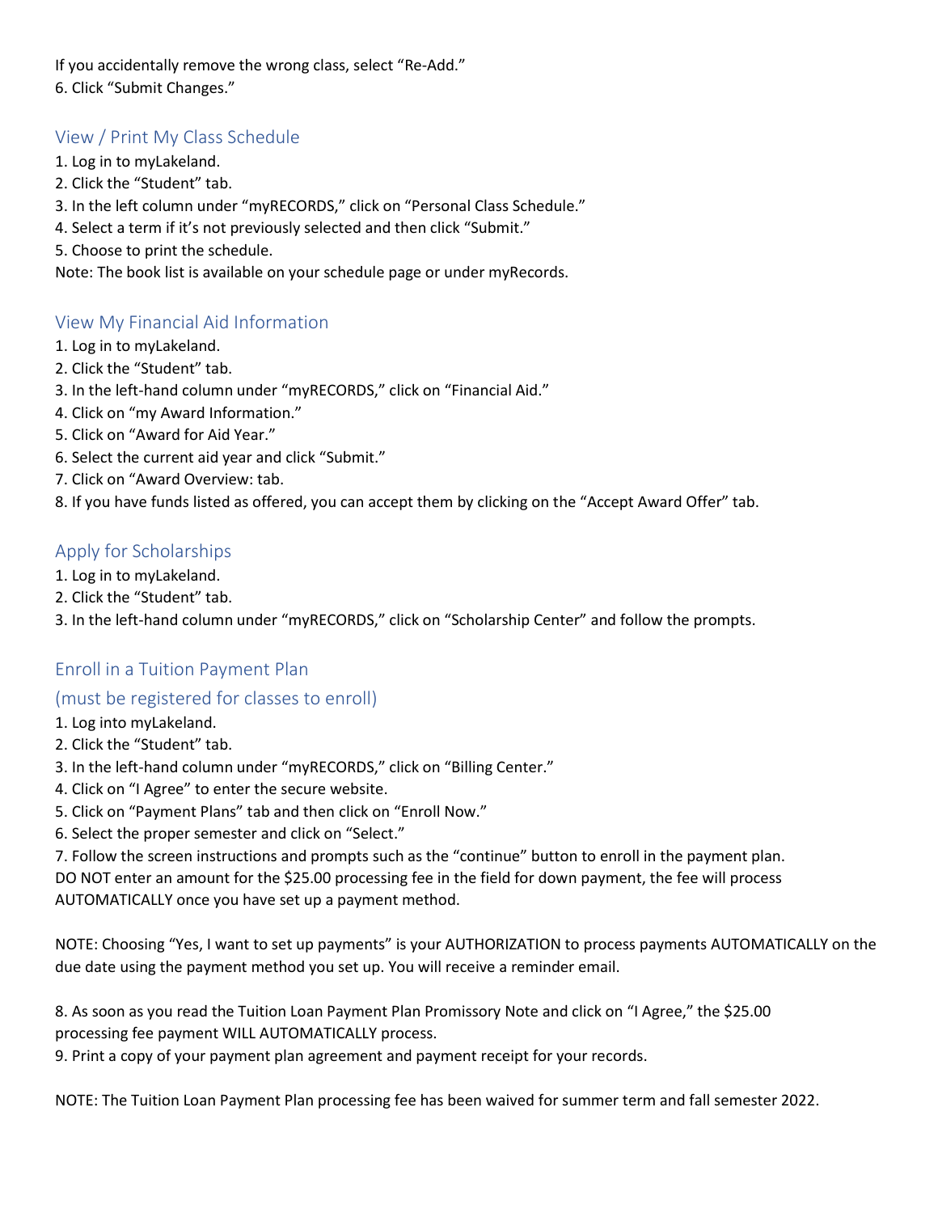If you accidentally remove the wrong class, select "Re-Add."
6. Click "Submit Changes."

## View / Print My Class Schedule

1. Log in to myLakeland.
2. Click the "Student" tab.
3. In the left column under "myRECORDS," click on "Personal Class Schedule."
4. Select a term if it's not previously selected and then click "Submit."
5. Choose to print the schedule.

Note: The book list is available on your schedule page or under myRecords.

## View My Financial Aid Information

1. Log in to myLakeland.
2. Click the "Student" tab.
3. In the left-hand column under "myRECORDS," click on "Financial Aid."
4. Click on "my Award Information."
5. Click on "Award for Aid Year."
6. Select the current aid year and click "Submit."
7. Click on "Award Overview: tab.
8. If you have funds listed as offered, you can accept them by clicking on the "Accept Award Offer" tab.

## Apply for Scholarships

1. Log in to myLakeland.
2. Click the "Student" tab.
3. In the left-hand column under "myRECORDS," click on "Scholarship Center" and follow the prompts.

## Enroll in a Tuition Payment Plan

## (must be registered for classes to enroll)

1. Log into myLakeland.
2. Click the "Student" tab.
3. In the left-hand column under "myRECORDS," click on "Billing Center."
4. Click on "I Agree" to enter the secure website.
5. Click on "Payment Plans" tab and then click on "Enroll Now."
6. Select the proper semester and click on "Select."
7. Follow the screen instructions and prompts such as the "continue" button to enroll in the payment plan.

DO NOT enter an amount for the $25.00 processing fee in the field for down payment, the fee will process AUTOMATICALLY once you have set up a payment method.

NOTE: Choosing "Yes, I want to set up payments" is your AUTHORIZATION to process payments AUTOMATICALLY on the due date using the payment method you set up. You will receive a reminder email.

8. As soon as you read the Tuition Loan Payment Plan Promissory Note and click on "I Agree," the $25.00 processing fee payment WILL AUTOMATICALLY process.
9. Print a copy of your payment plan agreement and payment receipt for your records.

NOTE: The Tuition Loan Payment Plan processing fee has been waived for summer term and fall semester 2022.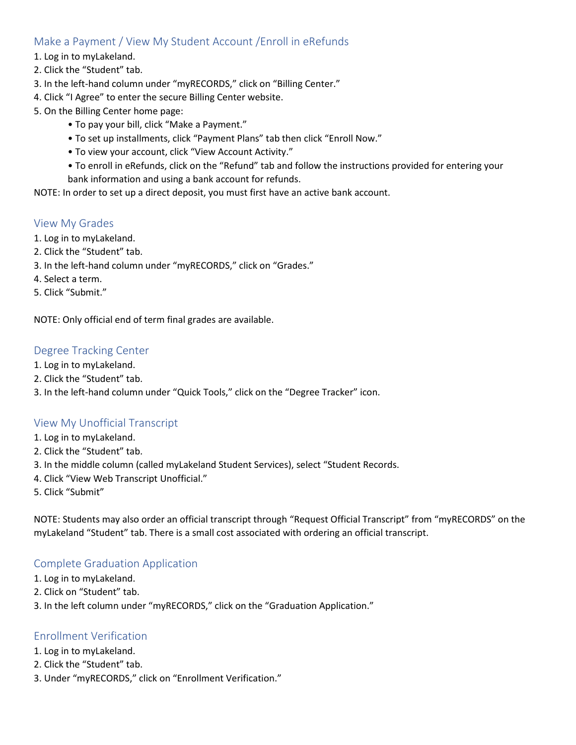## Make a Payment / View My Student Account /Enroll in eRefunds

1. Log in to myLakeland.
2. Click the “Student” tab.
3. In the left-hand column under “myRECORDS,” click on “Billing Center.”
4. Click “I Agree” to enter the secure Billing Center website.
5. On the Billing Center home page:
   - To pay your bill, click “Make a Payment.”
   - To set up installments, click “Payment Plans” tab then click “Enroll Now.”
   - To view your account, click “View Account Activity.”
   - To enroll in eRefunds, click on the “Refund” tab and follow the instructions provided for entering your bank information and using a bank account for refunds.

NOTE: In order to set up a direct deposit, you must first have an active bank account.

## View My Grades

1. Log in to myLakeland.
2. Click the “Student” tab.
3. In the left-hand column under “myRECORDS,” click on “Grades.”
4. Select a term.
5. Click “Submit.”

NOTE: Only official end of term final grades are available.

## Degree Tracking Center

1. Log in to myLakeland.
2. Click the “Student” tab.
3. In the left-hand column under “Quick Tools,” click on the “Degree Tracker” icon.

## View My Unofficial Transcript

1. Log in to myLakeland.
2. Click the “Student” tab.
3. In the middle column (called myLakeland Student Services), select “Student Records.
4. Click “View Web Transcript Unofficial.”
5. Click “Submit”

NOTE: Students may also order an official transcript through “Request Official Transcript” from “myRECORDS” on the myLakeland “Student” tab. There is a small cost associated with ordering an official transcript.

## Complete Graduation Application

1. Log in to myLakeland.
2. Click on “Student” tab.
3. In the left column under “myRECORDS,” click on the “Graduation Application.”

## Enrollment Verification

1. Log in to myLakeland.
2. Click the “Student” tab.
3. Under “myRECORDS,” click on “Enrollment Verification.”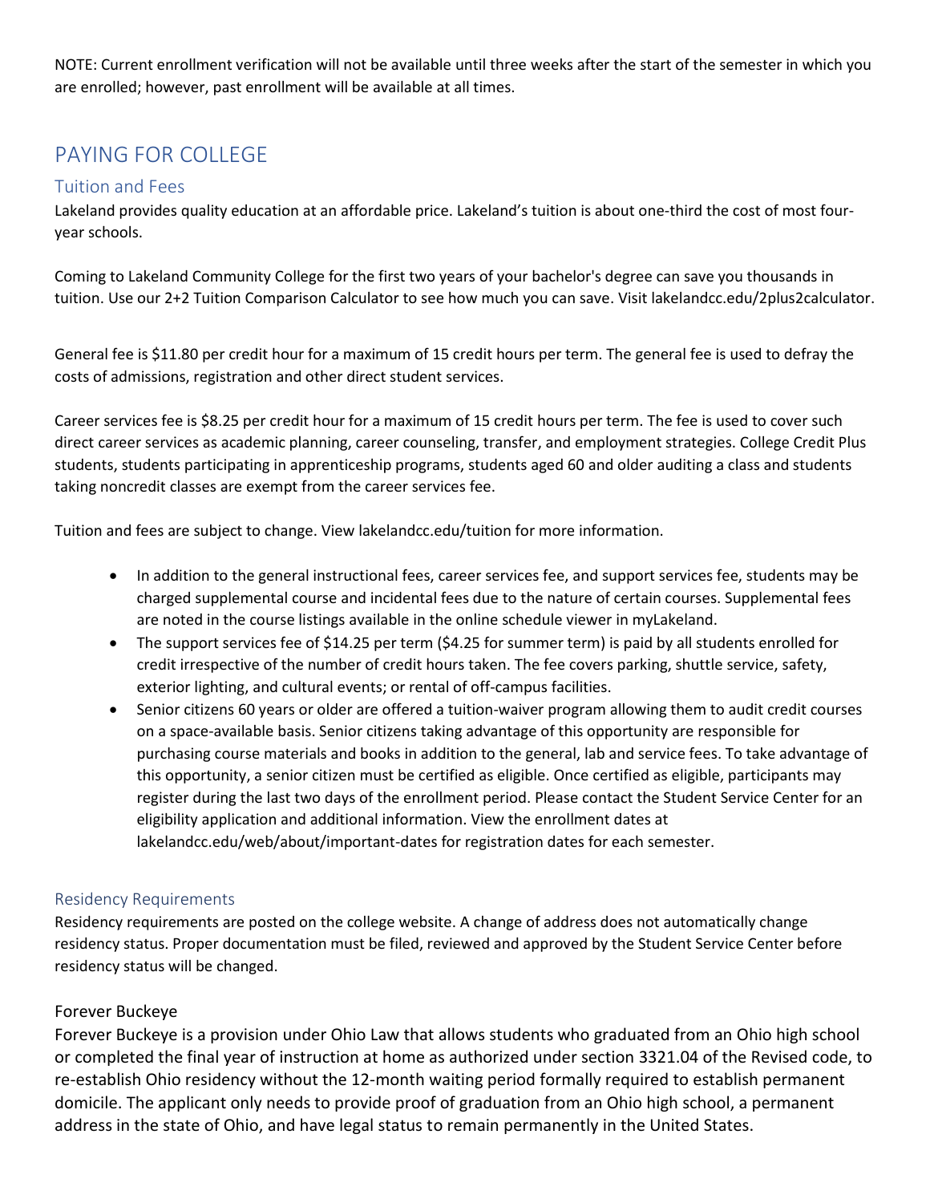NOTE: Current enrollment verification will not be available until three weeks after the start of the semester in which you are enrolled; however, past enrollment will be available at all times.

## PAYING FOR COLLEGE

### Tuition and Fees

Lakeland provides quality education at an affordable price. Lakeland's tuition is about one-third the cost of most four-year schools.

Coming to Lakeland Community College for the first two years of your bachelor's degree can save you thousands in tuition. Use our 2+2 Tuition Comparison Calculator to see how much you can save. Visit lakelandcc.edu/2plus2calculator.

General fee is $11.80 per credit hour for a maximum of 15 credit hours per term. The general fee is used to defray the costs of admissions, registration and other direct student services.

Career services fee is $8.25 per credit hour for a maximum of 15 credit hours per term. The fee is used to cover such direct career services as academic planning, career counseling, transfer, and employment strategies. College Credit Plus students, students participating in apprenticeship programs, students aged 60 and older auditing a class and students taking noncredit classes are exempt from the career services fee.

Tuition and fees are subject to change. View lakelandcc.edu/tuition for more information.

- In addition to the general instructional fees, career services fee, and support services fee, students may be charged supplemental course and incidental fees due to the nature of certain courses. Supplemental fees are noted in the course listings available in the online schedule viewer in myLakeland.
- The support services fee of $14.25 per term ($4.25 for summer term) is paid by all students enrolled for credit irrespective of the number of credit hours taken. The fee covers parking, shuttle service, safety, exterior lighting, and cultural events; or rental of off-campus facilities.
- Senior citizens 60 years or older are offered a tuition-waiver program allowing them to audit credit courses on a space-available basis. Senior citizens taking advantage of this opportunity are responsible for purchasing course materials and books in addition to the general, lab and service fees. To take advantage of this opportunity, a senior citizen must be certified as eligible. Once certified as eligible, participants may register during the last two days of the enrollment period. Please contact the Student Service Center for an eligibility application and additional information. View the enrollment dates at lakelandcc.edu/web/about/important-dates for registration dates for each semester.

### Residency Requirements

Residency requirements are posted on the college website. A change of address does not automatically change residency status. Proper documentation must be filed, reviewed and approved by the Student Service Center before residency status will be changed.

#### Forever Buckeye

Forever Buckeye is a provision under Ohio Law that allows students who graduated from an Ohio high school or completed the final year of instruction at home as authorized under section 3321.04 of the Revised code, to re-establish Ohio residency without the 12-month waiting period formally required to establish permanent domicile. The applicant only needs to provide proof of graduation from an Ohio high school, a permanent address in the state of Ohio, and have legal status to remain permanently in the United States.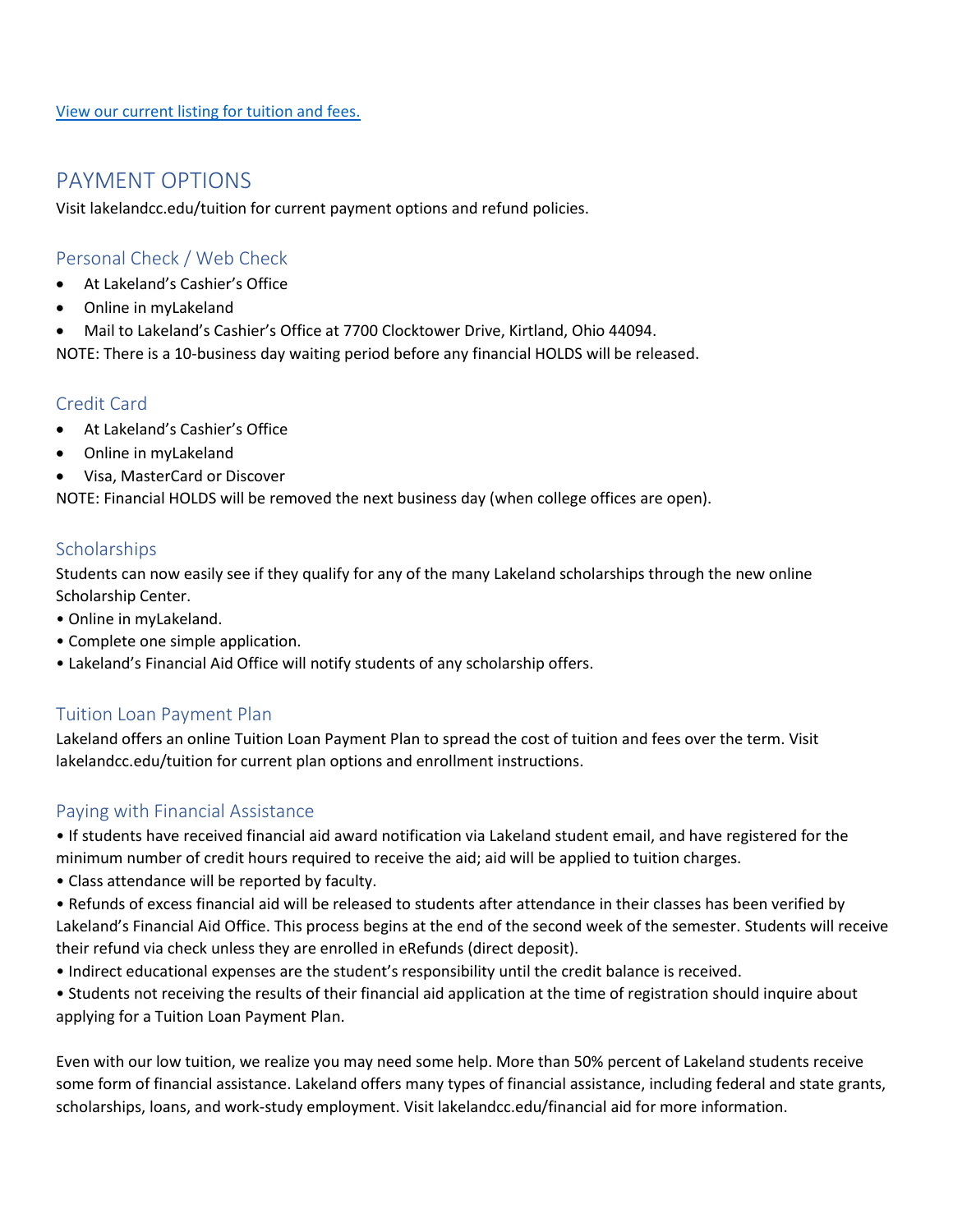[View our current listing for tuition and fees.]

## PAYMENT OPTIONS

Visit lakelandcc.edu/tuition for current payment options and refund policies.

### Personal Check / Web Check

- At Lakeland's Cashier's Office
- Online in myLakeland
- Mail to Lakeland's Cashier's Office at 7700 Clocktower Drive, Kirtland, Ohio 44094.

NOTE: There is a 10-business day waiting period before any financial HOLDS will be released.

### Credit Card

- At Lakeland's Cashier's Office
- Online in myLakeland
- Visa, MasterCard or Discover

NOTE: Financial HOLDS will be removed the next business day (when college offices are open).

### Scholarships

Students can now easily see if they qualify for any of the many Lakeland scholarships through the new online Scholarship Center.

- Online in myLakeland.
- Complete one simple application.
- Lakeland's Financial Aid Office will notify students of any scholarship offers.

### Tuition Loan Payment Plan

Lakeland offers an online Tuition Loan Payment Plan to spread the cost of tuition and fees over the term. Visit lakelandcc.edu/tuition for current plan options and enrollment instructions.

### Paying with Financial Assistance

- If students have received financial aid award notification via Lakeland student email, and have registered for the minimum number of credit hours required to receive the aid; aid will be applied to tuition charges.
- Class attendance will be reported by faculty.
- Refunds of excess financial aid will be released to students after attendance in their classes has been verified by Lakeland's Financial Aid Office. This process begins at the end of the second week of the semester. Students will receive their refund via check unless they are enrolled in eRefunds (direct deposit).
- Indirect educational expenses are the student's responsibility until the credit balance is received.
- Students not receiving the results of their financial aid application at the time of registration should inquire about applying for a Tuition Loan Payment Plan.

Even with our low tuition, we realize you may need some help. More than 50% percent of Lakeland students receive some form of financial assistance. Lakeland offers many types of financial assistance, including federal and state grants, scholarships, loans, and work-study employment. Visit lakelandcc.edu/financial aid for more information.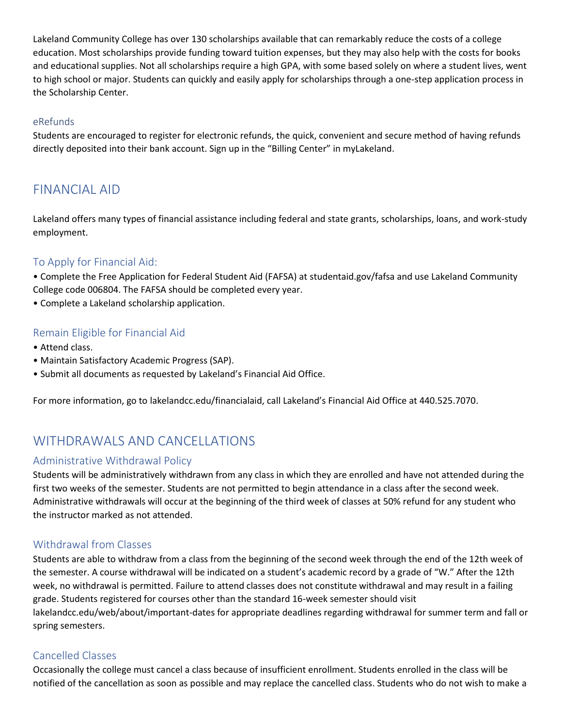Lakeland Community College has over 130 scholarships available that can remarkably reduce the costs of a college education. Most scholarships provide funding toward tuition expenses, but they may also help with the costs for books and educational supplies. Not all scholarships require a high GPA, with some based solely on where a student lives, went to high school or major. Students can quickly and easily apply for scholarships through a one-step application process in the Scholarship Center.

### eRefunds

Students are encouraged to register for electronic refunds, the quick, convenient and secure method of having refunds directly deposited into their bank account. Sign up in the "Billing Center" in myLakeland.

## FINANCIAL AID

Lakeland offers many types of financial assistance including federal and state grants, scholarships, loans, and work-study employment.

### To Apply for Financial Aid:

- Complete the Free Application for Federal Student Aid (FAFSA) at studentaid.gov/fafsa and use Lakeland Community College code 006804. The FAFSA should be completed every year.
- Complete a Lakeland scholarship application.

### Remain Eligible for Financial Aid

- Attend class.
- Maintain Satisfactory Academic Progress (SAP).
- Submit all documents as requested by Lakeland's Financial Aid Office.

For more information, go to lakelandcc.edu/financialaid, call Lakeland's Financial Aid Office at 440.525.7070.

## WITHDRAWALS AND CANCELLATIONS

### Administrative Withdrawal Policy

Students will be administratively withdrawn from any class in which they are enrolled and have not attended during the first two weeks of the semester. Students are not permitted to begin attendance in a class after the second week. Administrative withdrawals will occur at the beginning of the third week of classes at 50% refund for any student who the instructor marked as not attended.

### Withdrawal from Classes

Students are able to withdraw from a class from the beginning of the second week through the end of the 12th week of the semester. A course withdrawal will be indicated on a student's academic record by a grade of "W." After the 12th week, no withdrawal is permitted. Failure to attend classes does not constitute withdrawal and may result in a failing grade. Students registered for courses other than the standard 16-week semester should visit lakelandcc.edu/web/about/important-dates for appropriate deadlines regarding withdrawal for summer term and fall or spring semesters.

### Cancelled Classes

Occasionally the college must cancel a class because of insufficient enrollment. Students enrolled in the class will be notified of the cancellation as soon as possible and may replace the cancelled class. Students who do not wish to make a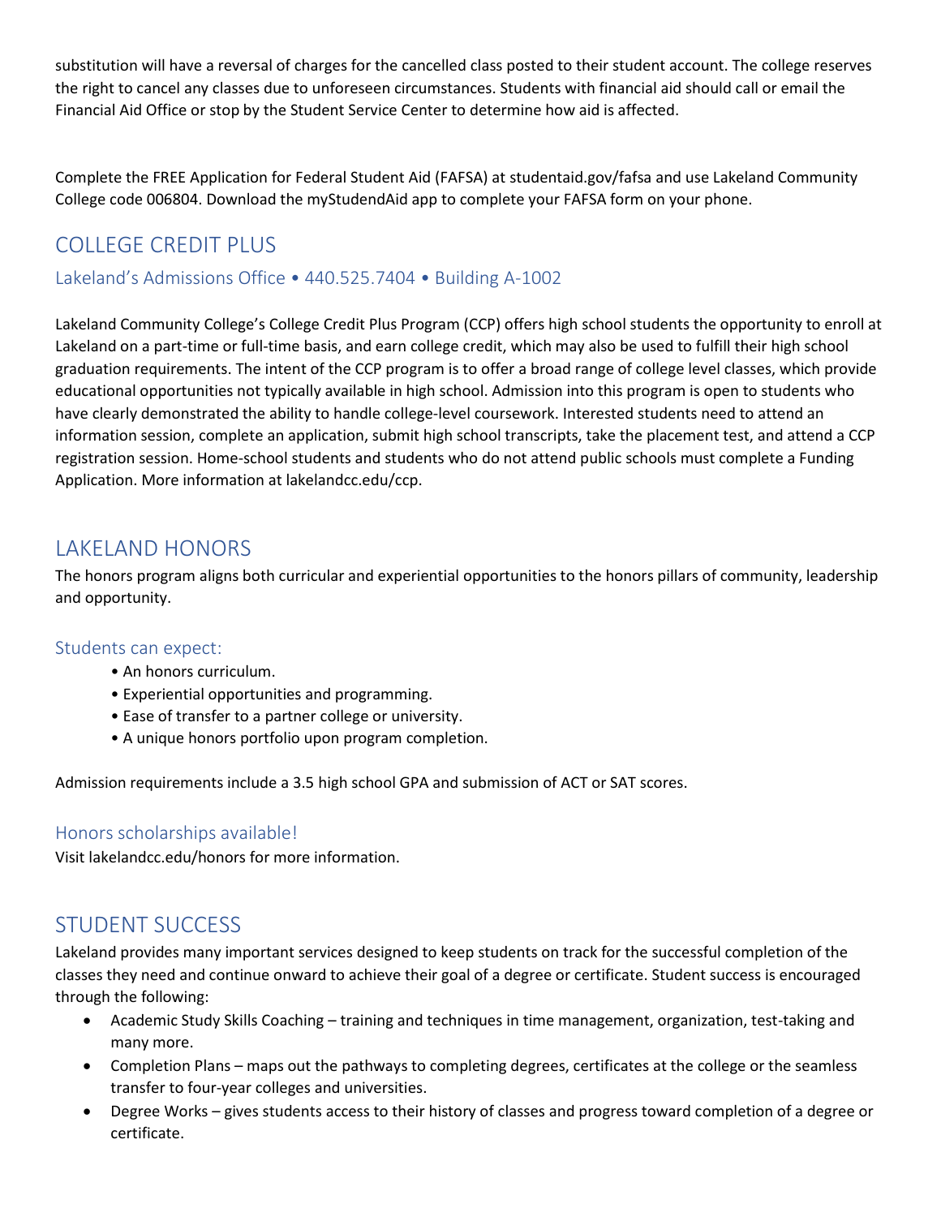substitution will have a reversal of charges for the cancelled class posted to their student account. The college reserves the right to cancel any classes due to unforeseen circumstances. Students with financial aid should call or email the Financial Aid Office or stop by the Student Service Center to determine how aid is affected.

Complete the FREE Application for Federal Student Aid (FAFSA) at studentaid.gov/fafsa and use Lakeland Community College code 006804. Download the myStudendAid app to complete your FAFSA form on your phone.

## COLLEGE CREDIT PLUS

### Lakeland's Admissions Office • 440.525.7404 • Building A-1002

Lakeland Community College's College Credit Plus Program (CCP) offers high school students the opportunity to enroll at Lakeland on a part-time or full-time basis, and earn college credit, which may also be used to fulfill their high school graduation requirements. The intent of the CCP program is to offer a broad range of college level classes, which provide educational opportunities not typically available in high school. Admission into this program is open to students who have clearly demonstrated the ability to handle college-level coursework. Interested students need to attend an information session, complete an application, submit high school transcripts, take the placement test, and attend a CCP registration session. Home-school students and students who do not attend public schools must complete a Funding Application. More information at lakelandcc.edu/ccp.

## LAKELAND HONORS

The honors program aligns both curricular and experiential opportunities to the honors pillars of community, leadership and opportunity.

### Students can expect:

- An honors curriculum.
- Experiential opportunities and programming.
- Ease of transfer to a partner college or university.
- A unique honors portfolio upon program completion.

Admission requirements include a 3.5 high school GPA and submission of ACT or SAT scores.

### Honors scholarships available!

Visit lakelandcc.edu/honors for more information.

## STUDENT SUCCESS

Lakeland provides many important services designed to keep students on track for the successful completion of the classes they need and continue onward to achieve their goal of a degree or certificate. Student success is encouraged through the following:

- Academic Study Skills Coaching – training and techniques in time management, organization, test-taking and many more.
- Completion Plans – maps out the pathways to completing degrees, certificates at the college or the seamless transfer to four-year colleges and universities.
- Degree Works – gives students access to their history of classes and progress toward completion of a degree or certificate.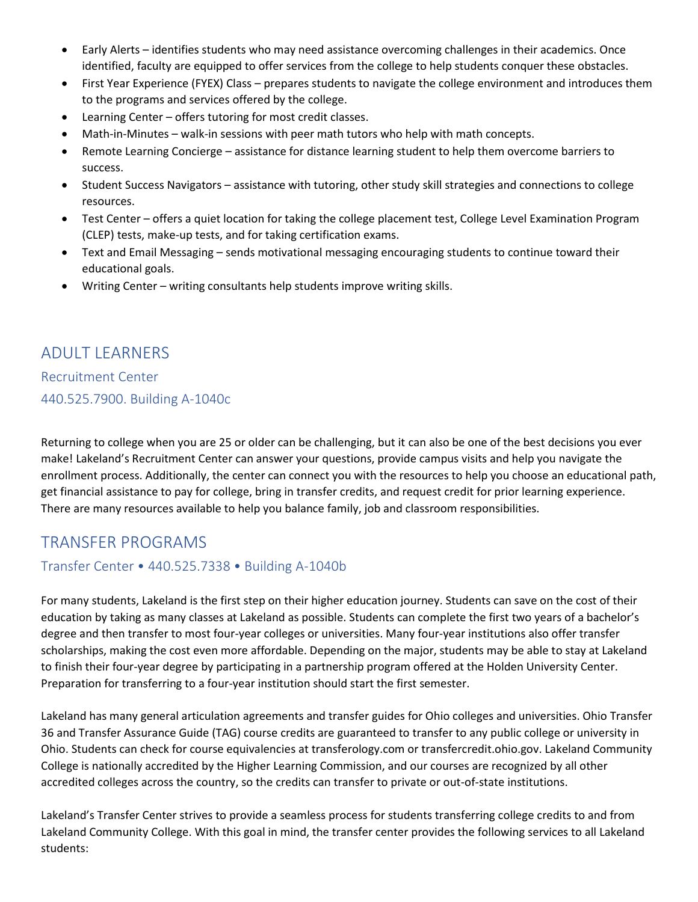- Early Alerts – identifies students who may need assistance overcoming challenges in their academics. Once identified, faculty are equipped to offer services from the college to help students conquer these obstacles.
- First Year Experience (FYEX) Class – prepares students to navigate the college environment and introduces them to the programs and services offered by the college.
- Learning Center – offers tutoring for most credit classes.
- Math-in-Minutes – walk-in sessions with peer math tutors who help with math concepts.
- Remote Learning Concierge – assistance for distance learning student to help them overcome barriers to success.
- Student Success Navigators – assistance with tutoring, other study skill strategies and connections to college resources.
- Test Center – offers a quiet location for taking the college placement test, College Level Examination Program (CLEP) tests, make-up tests, and for taking certification exams.
- Text and Email Messaging – sends motivational messaging encouraging students to continue toward their educational goals.
- Writing Center – writing consultants help students improve writing skills.

## ADULT LEARNERS

### Recruitment Center

### 440.525.7900. Building A-1040c

Returning to college when you are 25 or older can be challenging, but it can also be one of the best decisions you ever make! Lakeland's Recruitment Center can answer your questions, provide campus visits and help you navigate the enrollment process. Additionally, the center can connect you with the resources to help you choose an educational path, get financial assistance to pay for college, bring in transfer credits, and request credit for prior learning experience. There are many resources available to help you balance family, job and classroom responsibilities.

## TRANSFER PROGRAMS

### Transfer Center • 440.525.7338 • Building A-1040b

For many students, Lakeland is the first step on their higher education journey. Students can save on the cost of their education by taking as many classes at Lakeland as possible. Students can complete the first two years of a bachelor's degree and then transfer to most four-year colleges or universities. Many four-year institutions also offer transfer scholarships, making the cost even more affordable. Depending on the major, students may be able to stay at Lakeland to finish their four-year degree by participating in a partnership program offered at the Holden University Center. Preparation for transferring to a four-year institution should start the first semester.

Lakeland has many general articulation agreements and transfer guides for Ohio colleges and universities. Ohio Transfer 36 and Transfer Assurance Guide (TAG) course credits are guaranteed to transfer to any public college or university in Ohio. Students can check for course equivalencies at transferology.com or transfercredit.ohio.gov. Lakeland Community College is nationally accredited by the Higher Learning Commission, and our courses are recognized by all other accredited colleges across the country, so the credits can transfer to private or out-of-state institutions.

Lakeland's Transfer Center strives to provide a seamless process for students transferring college credits to and from Lakeland Community College. With this goal in mind, the transfer center provides the following services to all Lakeland students: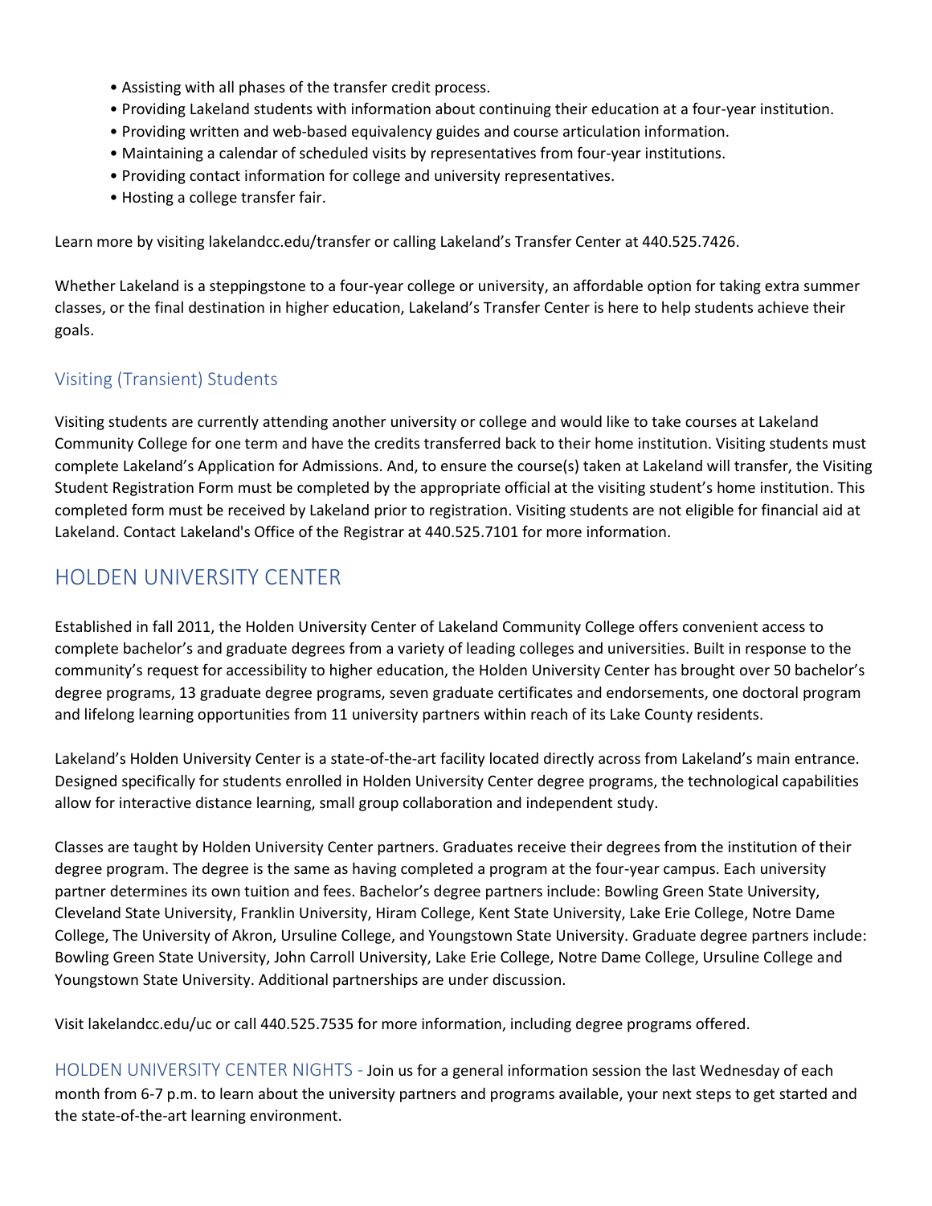- Assisting with all phases of the transfer credit process.
- Providing Lakeland students with information about continuing their education at a four-year institution.
- Providing written and web-based equivalency guides and course articulation information.
- Maintaining a calendar of scheduled visits by representatives from four-year institutions.
- Providing contact information for college and university representatives.
- Hosting a college transfer fair.

Learn more by visiting lakelandcc.edu/transfer or calling Lakeland's Transfer Center at 440.525.7426.

Whether Lakeland is a steppingstone to a four-year college or university, an affordable option for taking extra summer classes, or the final destination in higher education, Lakeland's Transfer Center is here to help students achieve their goals.

### Visiting (Transient) Students

Visiting students are currently attending another university or college and would like to take courses at Lakeland Community College for one term and have the credits transferred back to their home institution. Visiting students must complete Lakeland's Application for Admissions. And, to ensure the course(s) taken at Lakeland will transfer, the Visiting Student Registration Form must be completed by the appropriate official at the visiting student's home institution. This completed form must be received by Lakeland prior to registration. Visiting students are not eligible for financial aid at Lakeland. Contact Lakeland's Office of the Registrar at 440.525.7101 for more information.

## HOLDEN UNIVERSITY CENTER

Established in fall 2011, the Holden University Center of Lakeland Community College offers convenient access to complete bachelor's and graduate degrees from a variety of leading colleges and universities. Built in response to the community's request for accessibility to higher education, the Holden University Center has brought over 50 bachelor's degree programs, 13 graduate degree programs, seven graduate certificates and endorsements, one doctoral program and lifelong learning opportunities from 11 university partners within reach of its Lake County residents.

Lakeland's Holden University Center is a state-of-the-art facility located directly across from Lakeland's main entrance. Designed specifically for students enrolled in Holden University Center degree programs, the technological capabilities allow for interactive distance learning, small group collaboration and independent study.

Classes are taught by Holden University Center partners. Graduates receive their degrees from the institution of their degree program. The degree is the same as having completed a program at the four-year campus. Each university partner determines its own tuition and fees. Bachelor's degree partners include: Bowling Green State University, Cleveland State University, Franklin University, Hiram College, Kent State University, Lake Erie College, Notre Dame College, The University of Akron, Ursuline College, and Youngstown State University. Graduate degree partners include: Bowling Green State University, John Carroll University, Lake Erie College, Notre Dame College, Ursuline College and Youngstown State University. Additional partnerships are under discussion.

Visit lakelandcc.edu/uc or call 440.525.7535 for more information, including degree programs offered.

HOLDEN UNIVERSITY CENTER NIGHTS - Join us for a general information session the last Wednesday of each month from 6-7 p.m. to learn about the university partners and programs available, your next steps to get started and the state-of-the-art learning environment.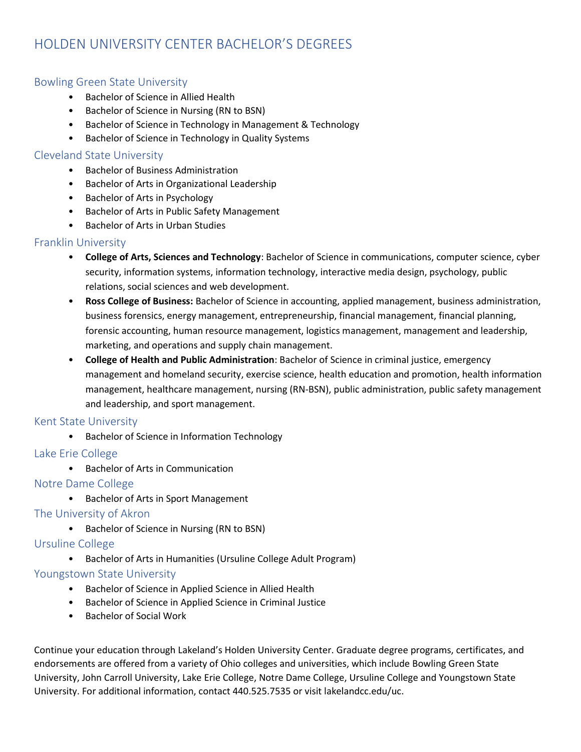# HOLDEN UNIVERSITY CENTER BACHELOR'S DEGREES

## Bowling Green State University

- Bachelor of Science in Allied Health
- Bachelor of Science in Nursing (RN to BSN)
- Bachelor of Science in Technology in Management & Technology
- Bachelor of Science in Technology in Quality Systems

## Cleveland State University

- Bachelor of Business Administration
- Bachelor of Arts in Organizational Leadership
- Bachelor of Arts in Psychology
- Bachelor of Arts in Public Safety Management
- Bachelor of Arts in Urban Studies

## Franklin University

- **College of Arts, Sciences and Technology**: Bachelor of Science in communications, computer science, cyber security, information systems, information technology, interactive media design, psychology, public relations, social sciences and web development.
- **Ross College of Business:** Bachelor of Science in accounting, applied management, business administration, business forensics, energy management, entrepreneurship, financial management, financial planning, forensic accounting, human resource management, logistics management, management and leadership, marketing, and operations and supply chain management.
- **College of Health and Public Administration**: Bachelor of Science in criminal justice, emergency management and homeland security, exercise science, health education and promotion, health information management, healthcare management, nursing (RN-BSN), public administration, public safety management and leadership, and sport management.

## Kent State University

- Bachelor of Science in Information Technology

## Lake Erie College

- Bachelor of Arts in Communication

## Notre Dame College

- Bachelor of Arts in Sport Management

## The University of Akron

- Bachelor of Science in Nursing (RN to BSN)

## Ursuline College

- Bachelor of Arts in Humanities (Ursuline College Adult Program)

## Youngstown State University

- Bachelor of Science in Applied Science in Allied Health
- Bachelor of Science in Applied Science in Criminal Justice
- Bachelor of Social Work

Continue your education through Lakeland's Holden University Center. Graduate degree programs, certificates, and endorsements are offered from a variety of Ohio colleges and universities, which include Bowling Green State University, John Carroll University, Lake Erie College, Notre Dame College, Ursuline College and Youngstown State University. For additional information, contact 440.525.7535 or visit lakelandcc.edu/uc.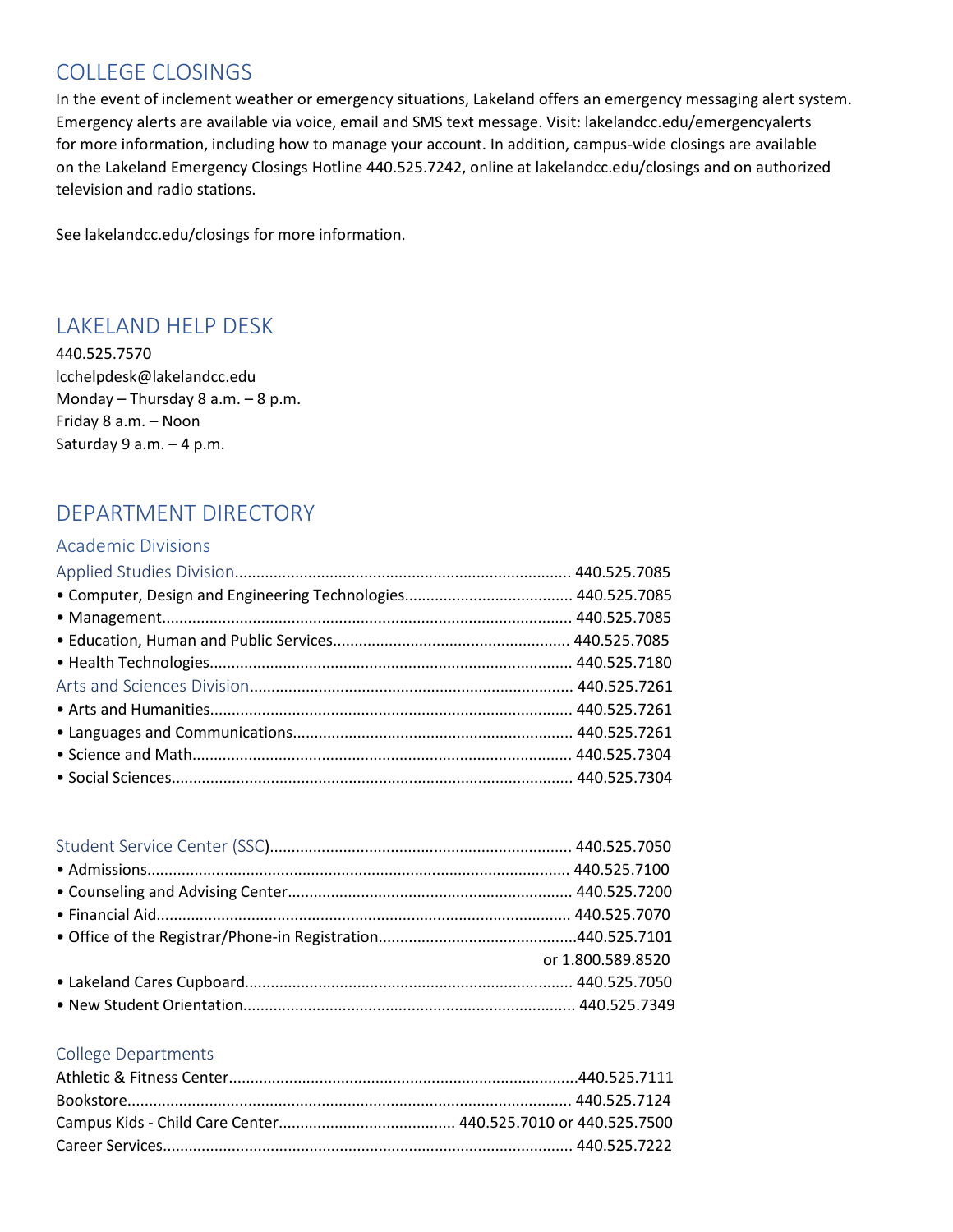## COLLEGE CLOSINGS

In the event of inclement weather or emergency situations, Lakeland offers an emergency messaging alert system. Emergency alerts are available via voice, email and SMS text message. Visit: lakelandcc.edu/emergencyalerts for more information, including how to manage your account. In addition, campus-wide closings are available on the Lakeland Emergency Closings Hotline 440.525.7242, online at lakelandcc.edu/closings and on authorized television and radio stations.

See lakelandcc.edu/closings for more information.

## LAKELAND HELP DESK

440.525.7570
lcchelpdesk@lakelandcc.edu
Monday – Thursday 8 a.m. – 8 p.m.
Friday 8 a.m. – Noon
Saturday 9 a.m. – 4 p.m.

## DEPARTMENT DIRECTORY

### Academic Divisions

Applied Studies Division............................................................................ 440.525.7085
- Computer, Design and Engineering Technologies...................................... 440.525.7085
- Management.............................................................................................. 440.525.7085
- Education, Human and Public Services...................................................... 440.525.7085
- Health Technologies................................................................................... 440.525.7180

Arts and Sciences Division.......................................................................... 440.525.7261
- Arts and Humanities................................................................................... 440.525.7261
- Languages and Communications................................................................ 440.525.7261
- Science and Math....................................................................................... 440.525.7304
- Social Sciences............................................................................................ 440.525.7304

Student Service Center (SSC)...................................................................... 440.525.7050
- Admissions................................................................................................. 440.525.7100
- Counseling and Advising Center................................................................. 440.525.7200
- Financial Aid............................................................................................... 440.525.7070
- Office of the Registrar/Phone-in Registration.............................................440.525.7101 or 1.800.589.8520
- Lakeland Cares Cupboard........................................................................... 440.525.7050
- New Student Orientation............................................................................ 440.525.7349

### College Departments

Athletic & Fitness Center................................................................................440.525.7111
Bookstore...................................................................................................... 440.525.7124
Campus Kids - Child Care Center......................................... 440.525.7010 or 440.525.7500
Career Services.............................................................................................. 440.525.7222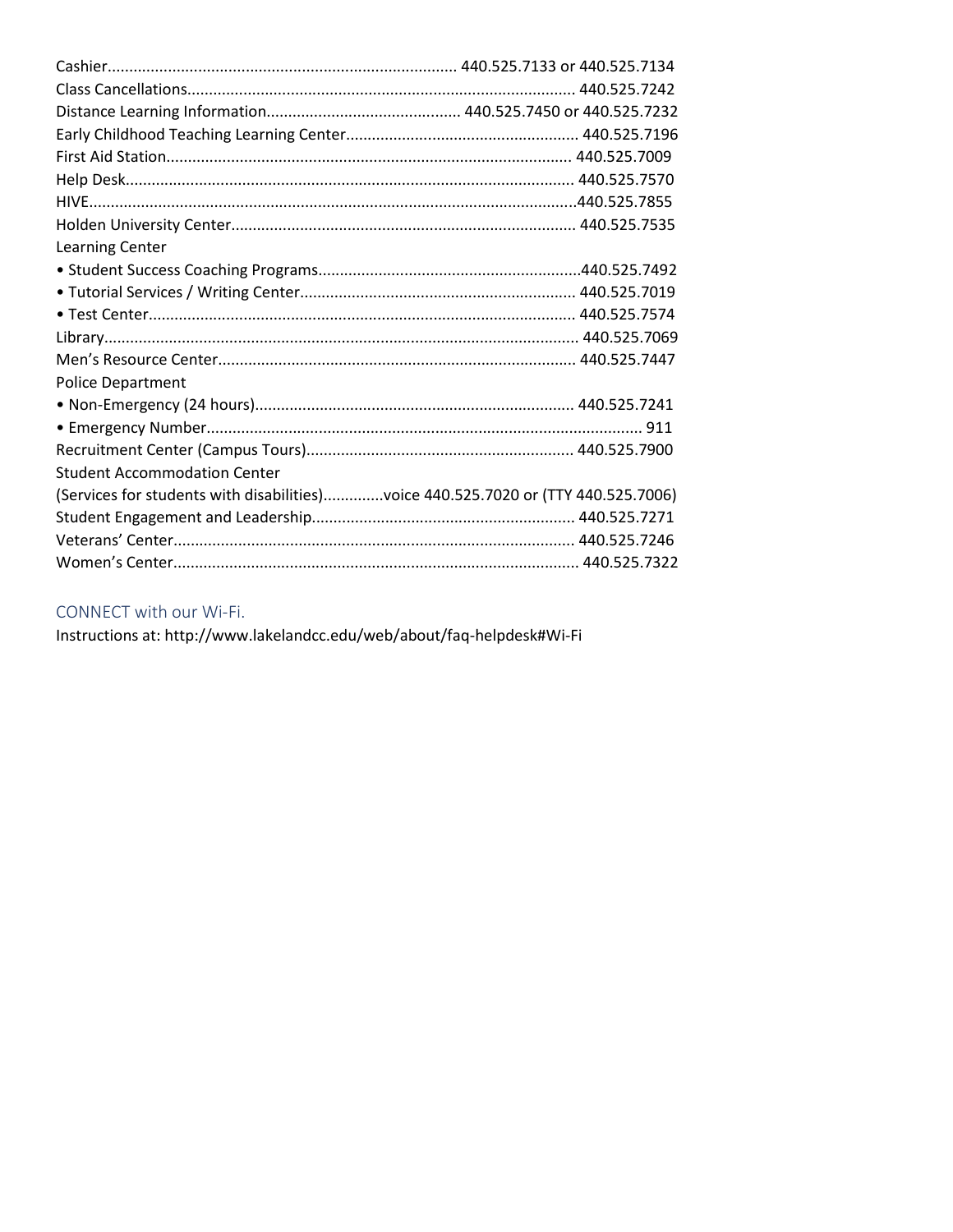Cashier................................................................................ 440.525.7133 or 440.525.7134
Class Cancellations......................................................................................... 440.525.7242
Distance Learning Information............................................ 440.525.7450 or 440.525.7232
Early Childhood Teaching Learning Center...................................................... 440.525.7196
First Aid Station............................................................................................. 440.525.7009
Help Desk....................................................................................................... 440.525.7570
HIVE...............................................................................................................440.525.7855
Holden University Center............................................................................... 440.525.7535
Learning Center
• Student Success Coaching Programs............................................................440.525.7492
• Tutorial Services / Writing Center............................................................... 440.525.7019
• Test Center.................................................................................................. 440.525.7574
Library............................................................................................................. 440.525.7069
Men's Resource Center.................................................................................. 440.525.7447
Police Department
• Non-Emergency (24 hours).......................................................................... 440.525.7241
• Emergency Number.................................................................................................... 911
Recruitment Center (Campus Tours)............................................................. 440.525.7900
Student Accommodation Center
(Services for students with disabilities).............voice 440.525.7020 or (TTY 440.525.7006)
Student Engagement and Leadership............................................................ 440.525.7271
Veterans' Center............................................................................................ 440.525.7246
Women's Center............................................................................................ 440.525.7322

## CONNECT with our Wi-Fi.

Instructions at: http://www.lakelandcc.edu/web/about/faq-helpdesk#Wi-Fi